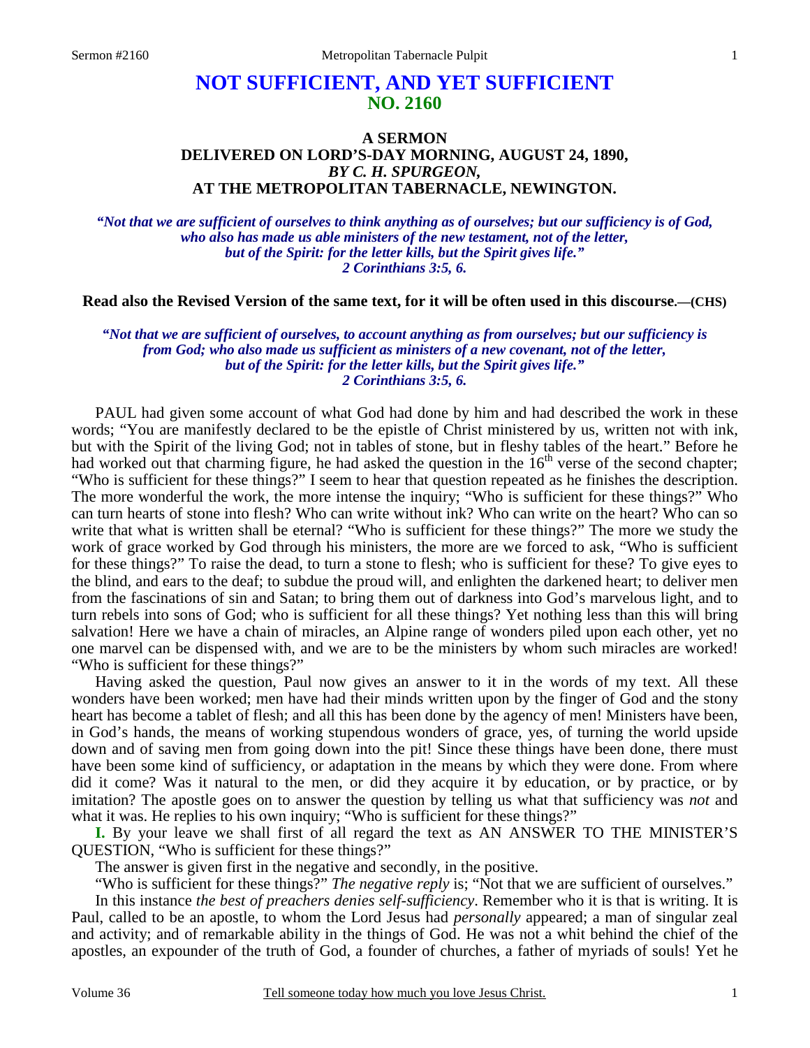# NOT SUFFICIENT, AND YET SUFFICIENT
## NO. 2160

### A SERMON
### DELIVERED ON LORD'S-DAY MORNING, AUGUST 24, 1890,
### *BY C. H. SPURGEON,*
### AT THE METROPOLITAN TABERNACLE, NEWINGTON.

***"Not that we are sufficient of ourselves to think anything as of ourselves; but our sufficiency is of God, who also has made us able ministers of the new testament, not of the letter, but of the Spirit: for the letter kills, but the Spirit gives life." 2 Corinthians 3:5, 6.***

**Read also the Revised Version of the same text, for it will be often used in this discourse.—(CHS)**

***"Not that we are sufficient of ourselves, to account anything as from ourselves; but our sufficiency is from God; who also made us sufficient as ministers of a new covenant, not of the letter, but of the Spirit: for the letter kills, but the Spirit gives life." 2 Corinthians 3:5, 6.***

PAUL had given some account of what God had done by him and had described the work in these words; "You are manifestly declared to be the epistle of Christ ministered by us, written not with ink, but with the Spirit of the living God; not in tables of stone, but in fleshy tables of the heart." Before he had worked out that charming figure, he had asked the question in the 16th verse of the second chapter; "Who is sufficient for these things?" I seem to hear that question repeated as he finishes the description. The more wonderful the work, the more intense the inquiry; "Who is sufficient for these things?" Who can turn hearts of stone into flesh? Who can write without ink? Who can write on the heart? Who can so write that what is written shall be eternal? "Who is sufficient for these things?" The more we study the work of grace worked by God through his ministers, the more are we forced to ask, "Who is sufficient for these things?" To raise the dead, to turn a stone to flesh; who is sufficient for these? To give eyes to the blind, and ears to the deaf; to subdue the proud will, and enlighten the darkened heart; to deliver men from the fascinations of sin and Satan; to bring them out of darkness into God's marvelous light, and to turn rebels into sons of God; who is sufficient for all these things? Yet nothing less than this will bring salvation! Here we have a chain of miracles, an Alpine range of wonders piled upon each other, yet no one marvel can be dispensed with, and we are to be the ministers by whom such miracles are worked! "Who is sufficient for these things?"

Having asked the question, Paul now gives an answer to it in the words of my text. All these wonders have been worked; men have had their minds written upon by the finger of God and the stony heart has become a tablet of flesh; and all this has been done by the agency of men! Ministers have been, in God's hands, the means of working stupendous wonders of grace, yes, of turning the world upside down and of saving men from going down into the pit! Since these things have been done, there must have been some kind of sufficiency, or adaptation in the means by which they were done. From where did it come? Was it natural to the men, or did they acquire it by education, or by practice, or by imitation? The apostle goes on to answer the question by telling us what that sufficiency was *not* and what it was. He replies to his own inquiry; "Who is sufficient for these things?"

**I.** By your leave we shall first of all regard the text as AN ANSWER TO THE MINISTER'S QUESTION, "Who is sufficient for these things?"

The answer is given first in the negative and secondly, in the positive.

"Who is sufficient for these things?" *The negative reply* is; "Not that we are sufficient of ourselves."

In this instance *the best of preachers denies self-sufficiency*. Remember who it is that is writing. It is Paul, called to be an apostle, to whom the Lord Jesus had *personally* appeared; a man of singular zeal and activity; and of remarkable ability in the things of God. He was not a whit behind the chief of the apostles, an expounder of the truth of God, a founder of churches, a father of myriads of souls! Yet he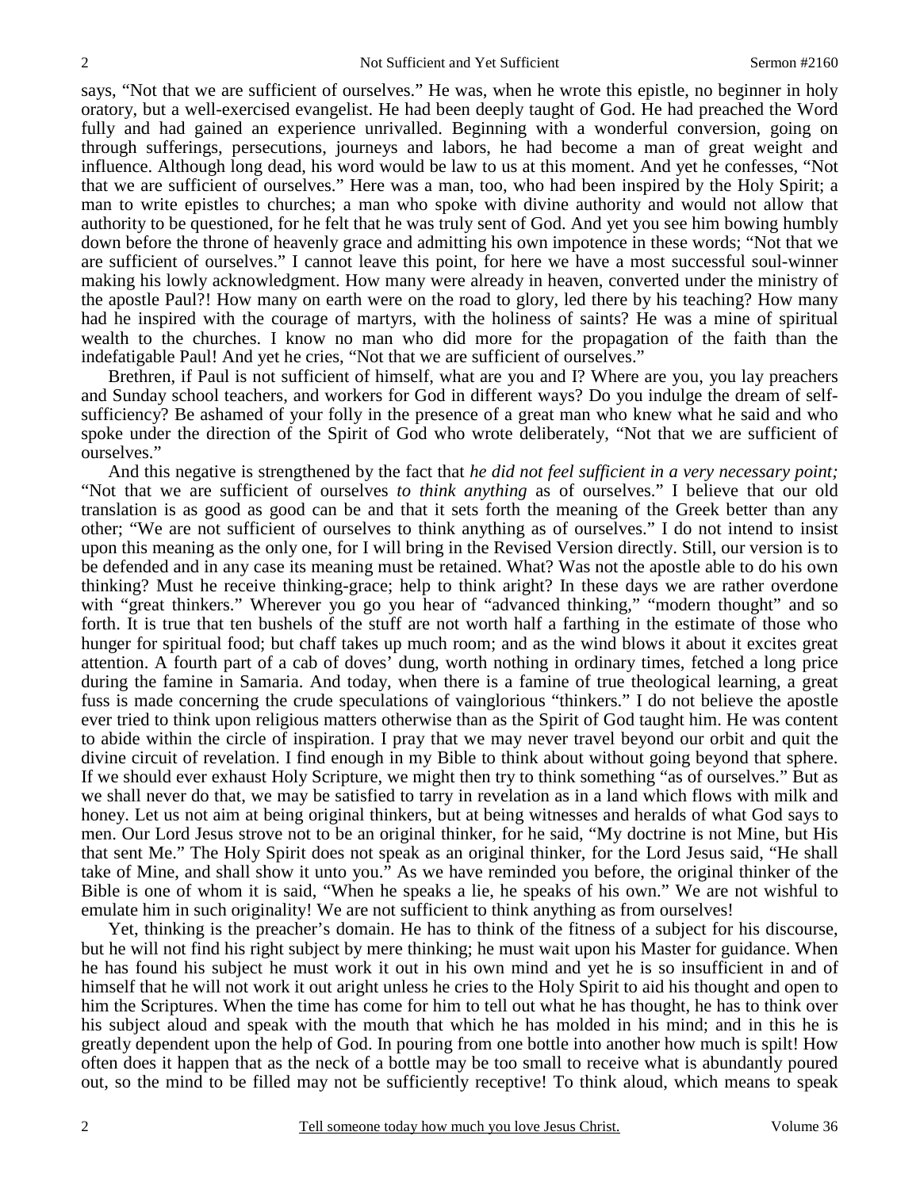says, "Not that we are sufficient of ourselves." He was, when he wrote this epistle, no beginner in holy oratory, but a well-exercised evangelist. He had been deeply taught of God. He had preached the Word fully and had gained an experience unrivalled. Beginning with a wonderful conversion, going on through sufferings, persecutions, journeys and labors, he had become a man of great weight and influence. Although long dead, his word would be law to us at this moment. And yet he confesses, "Not that we are sufficient of ourselves." Here was a man, too, who had been inspired by the Holy Spirit; a man to write epistles to churches; a man who spoke with divine authority and would not allow that authority to be questioned, for he felt that he was truly sent of God. And yet you see him bowing humbly down before the throne of heavenly grace and admitting his own impotence in these words; "Not that we are sufficient of ourselves." I cannot leave this point, for here we have a most successful soul-winner making his lowly acknowledgment. How many were already in heaven, converted under the ministry of the apostle Paul?! How many on earth were on the road to glory, led there by his teaching? How many had he inspired with the courage of martyrs, with the holiness of saints? He was a mine of spiritual wealth to the churches. I know no man who did more for the propagation of the faith than the indefatigable Paul! And yet he cries, "Not that we are sufficient of ourselves."

Brethren, if Paul is not sufficient of himself, what are you and I? Where are you, you lay preachers and Sunday school teachers, and workers for God in different ways? Do you indulge the dream of self-sufficiency? Be ashamed of your folly in the presence of a great man who knew what he said and who spoke under the direction of the Spirit of God who wrote deliberately, "Not that we are sufficient of ourselves."

And this negative is strengthened by the fact that *he did not feel sufficient in a very necessary point;* "Not that we are sufficient of ourselves *to think anything* as of ourselves." I believe that our old translation is as good as good can be and that it sets forth the meaning of the Greek better than any other; "We are not sufficient of ourselves to think anything as of ourselves." I do not intend to insist upon this meaning as the only one, for I will bring in the Revised Version directly. Still, our version is to be defended and in any case its meaning must be retained. What? Was not the apostle able to do his own thinking? Must he receive thinking-grace; help to think aright? In these days we are rather overdone with "great thinkers." Wherever you go you hear of "advanced thinking," "modern thought" and so forth. It is true that ten bushels of the stuff are not worth half a farthing in the estimate of those who hunger for spiritual food; but chaff takes up much room; and as the wind blows it about it excites great attention. A fourth part of a cab of doves' dung, worth nothing in ordinary times, fetched a long price during the famine in Samaria. And today, when there is a famine of true theological learning, a great fuss is made concerning the crude speculations of vainglorious "thinkers." I do not believe the apostle ever tried to think upon religious matters otherwise than as the Spirit of God taught him. He was content to abide within the circle of inspiration. I pray that we may never travel beyond our orbit and quit the divine circuit of revelation. I find enough in my Bible to think about without going beyond that sphere. If we should ever exhaust Holy Scripture, we might then try to think something "as of ourselves." But as we shall never do that, we may be satisfied to tarry in revelation as in a land which flows with milk and honey. Let us not aim at being original thinkers, but at being witnesses and heralds of what God says to men. Our Lord Jesus strove not to be an original thinker, for he said, "My doctrine is not Mine, but His that sent Me." The Holy Spirit does not speak as an original thinker, for the Lord Jesus said, "He shall take of Mine, and shall show it unto you." As we have reminded you before, the original thinker of the Bible is one of whom it is said, "When he speaks a lie, he speaks of his own." We are not wishful to emulate him in such originality! We are not sufficient to think anything as from ourselves!

Yet, thinking is the preacher's domain. He has to think of the fitness of a subject for his discourse, but he will not find his right subject by mere thinking; he must wait upon his Master for guidance. When he has found his subject he must work it out in his own mind and yet he is so insufficient in and of himself that he will not work it out aright unless he cries to the Holy Spirit to aid his thought and open to him the Scriptures. When the time has come for him to tell out what he has thought, he has to think over his subject aloud and speak with the mouth that which he has molded in his mind; and in this he is greatly dependent upon the help of God. In pouring from one bottle into another how much is spilt! How often does it happen that as the neck of a bottle may be too small to receive what is abundantly poured out, so the mind to be filled may not be sufficiently receptive! To think aloud, which means to speak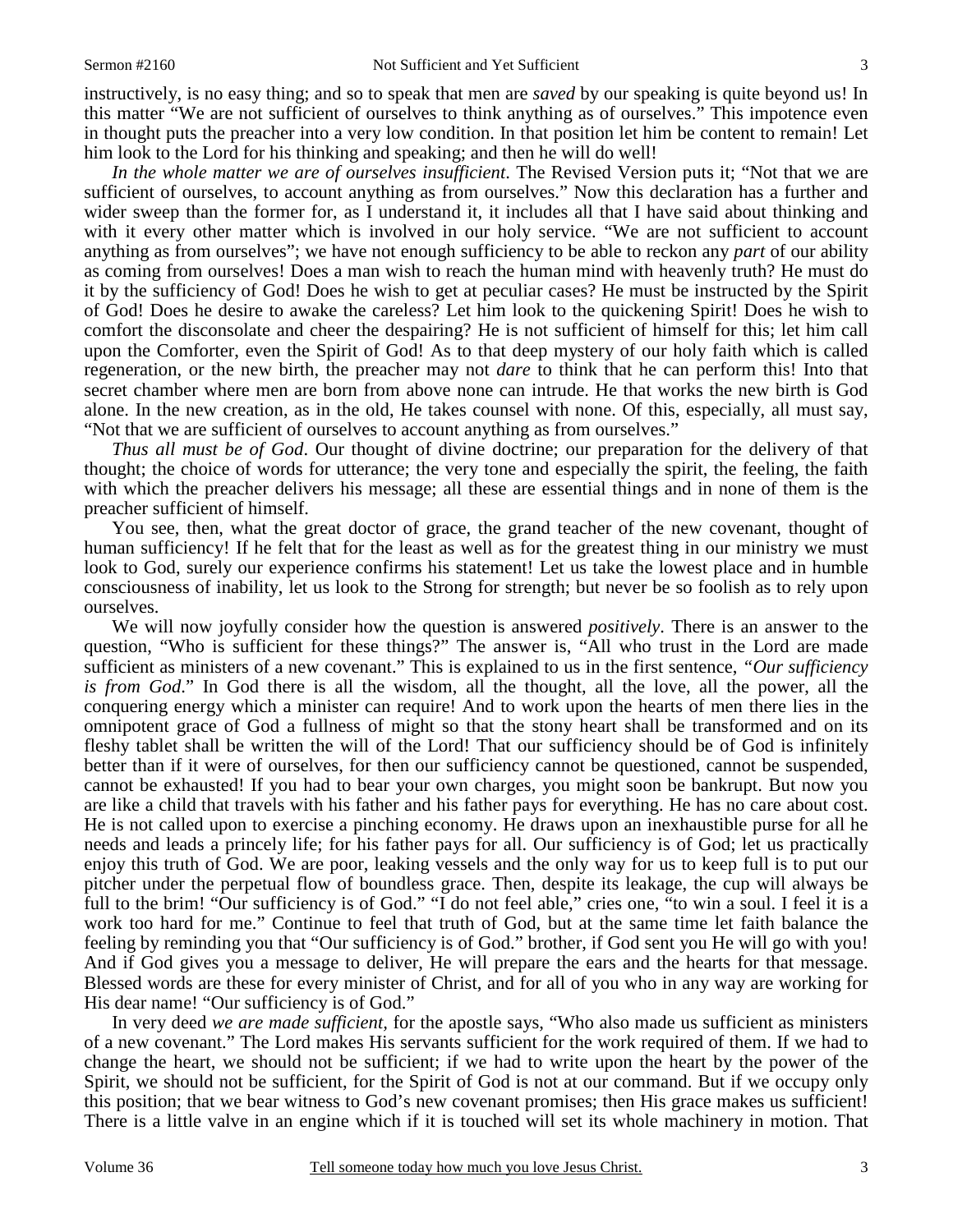instructively, is no easy thing; and so to speak that men are *saved* by our speaking is quite beyond us! In this matter "We are not sufficient of ourselves to think anything as of ourselves." This impotence even in thought puts the preacher into a very low condition. In that position let him be content to remain! Let him look to the Lord for his thinking and speaking; and then he will do well!

*In the whole matter we are of ourselves insufficient*. The Revised Version puts it; "Not that we are sufficient of ourselves, to account anything as from ourselves." Now this declaration has a further and wider sweep than the former for, as I understand it, it includes all that I have said about thinking and with it every other matter which is involved in our holy service. "We are not sufficient to account anything as from ourselves"; we have not enough sufficiency to be able to reckon any *part* of our ability as coming from ourselves! Does a man wish to reach the human mind with heavenly truth? He must do it by the sufficiency of God! Does he wish to get at peculiar cases? He must be instructed by the Spirit of God! Does he desire to awake the careless? Let him look to the quickening Spirit! Does he wish to comfort the disconsolate and cheer the despairing? He is not sufficient of himself for this; let him call upon the Comforter, even the Spirit of God! As to that deep mystery of our holy faith which is called regeneration, or the new birth, the preacher may not *dare* to think that he can perform this! Into that secret chamber where men are born from above none can intrude. He that works the new birth is God alone. In the new creation, as in the old, He takes counsel with none. Of this, especially, all must say, "Not that we are sufficient of ourselves to account anything as from ourselves."

*Thus all must be of God*. Our thought of divine doctrine; our preparation for the delivery of that thought; the choice of words for utterance; the very tone and especially the spirit, the feeling, the faith with which the preacher delivers his message; all these are essential things and in none of them is the preacher sufficient of himself.

You see, then, what the great doctor of grace, the grand teacher of the new covenant, thought of human sufficiency! If he felt that for the least as well as for the greatest thing in our ministry we must look to God, surely our experience confirms his statement! Let us take the lowest place and in humble consciousness of inability, let us look to the Strong for strength; but never be so foolish as to rely upon ourselves.

We will now joyfully consider how the question is answered *positively*. There is an answer to the question, "Who is sufficient for these things?" The answer is, "All who trust in the Lord are made sufficient as ministers of a new covenant." This is explained to us in the first sentence, *"Our sufficiency is from God*." In God there is all the wisdom, all the thought, all the love, all the power, all the conquering energy which a minister can require! And to work upon the hearts of men there lies in the omnipotent grace of God a fullness of might so that the stony heart shall be transformed and on its fleshy tablet shall be written the will of the Lord! That our sufficiency should be of God is infinitely better than if it were of ourselves, for then our sufficiency cannot be questioned, cannot be suspended, cannot be exhausted! If you had to bear your own charges, you might soon be bankrupt. But now you are like a child that travels with his father and his father pays for everything. He has no care about cost. He is not called upon to exercise a pinching economy. He draws upon an inexhaustible purse for all he needs and leads a princely life; for his father pays for all. Our sufficiency is of God; let us practically enjoy this truth of God. We are poor, leaking vessels and the only way for us to keep full is to put our pitcher under the perpetual flow of boundless grace. Then, despite its leakage, the cup will always be full to the brim! "Our sufficiency is of God." "I do not feel able," cries one, "to win a soul. I feel it is a work too hard for me." Continue to feel that truth of God, but at the same time let faith balance the feeling by reminding you that "Our sufficiency is of God." brother, if God sent you He will go with you! And if God gives you a message to deliver, He will prepare the ears and the hearts for that message. Blessed words are these for every minister of Christ, and for all of you who in any way are working for His dear name! "Our sufficiency is of God."

In very deed *we are made sufficient,* for the apostle says, "Who also made us sufficient as ministers of a new covenant." The Lord makes His servants sufficient for the work required of them. If we had to change the heart, we should not be sufficient; if we had to write upon the heart by the power of the Spirit, we should not be sufficient, for the Spirit of God is not at our command. But if we occupy only this position; that we bear witness to God's new covenant promises; then His grace makes us sufficient! There is a little valve in an engine which if it is touched will set its whole machinery in motion. That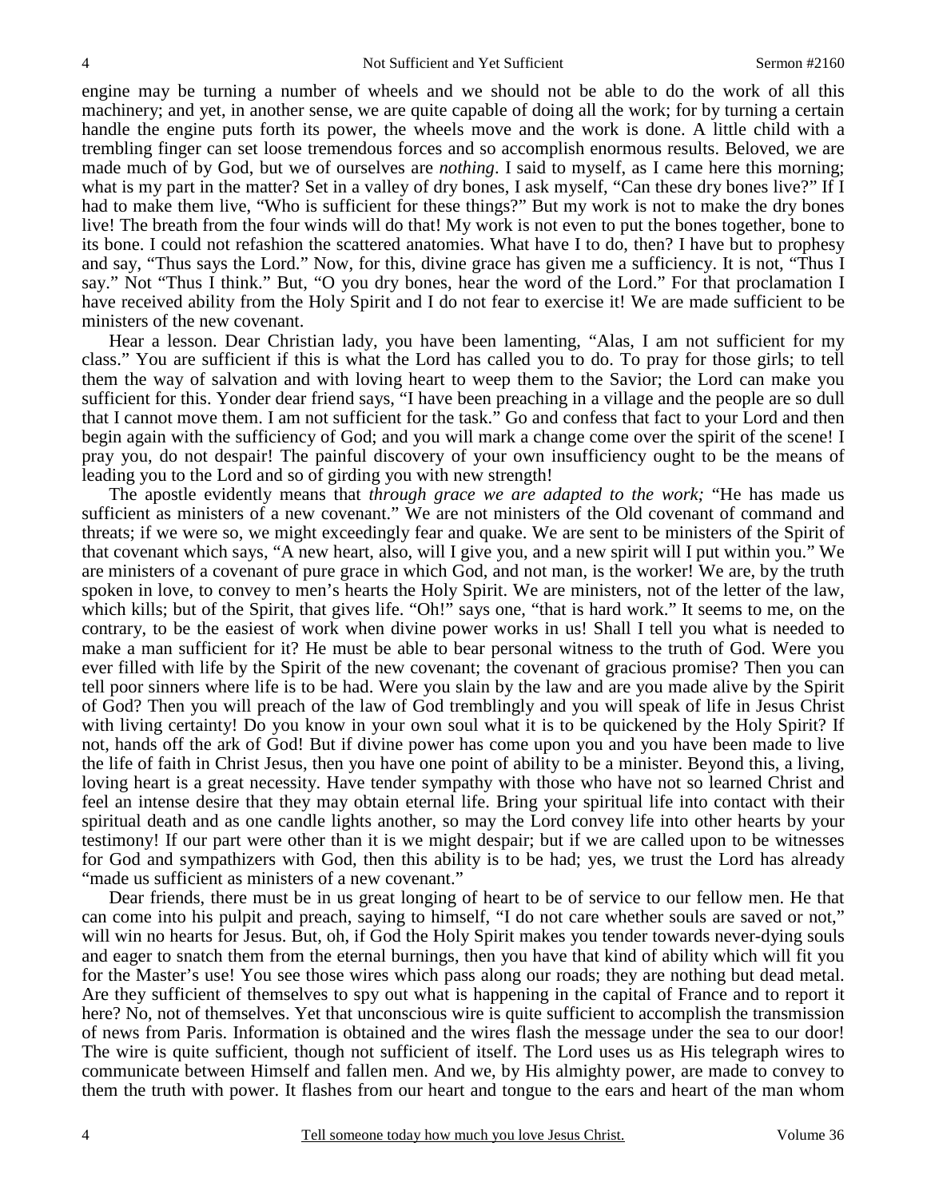engine may be turning a number of wheels and we should not be able to do the work of all this machinery; and yet, in another sense, we are quite capable of doing all the work; for by turning a certain handle the engine puts forth its power, the wheels move and the work is done. A little child with a trembling finger can set loose tremendous forces and so accomplish enormous results. Beloved, we are made much of by God, but we of ourselves are *nothing*. I said to myself, as I came here this morning; what is my part in the matter? Set in a valley of dry bones, I ask myself, "Can these dry bones live?" If I had to make them live, "Who is sufficient for these things?" But my work is not to make the dry bones live! The breath from the four winds will do that! My work is not even to put the bones together, bone to its bone. I could not refashion the scattered anatomies. What have I to do, then? I have but to prophesy and say, "Thus says the Lord." Now, for this, divine grace has given me a sufficiency. It is not, "Thus I say." Not "Thus I think." But, "O you dry bones, hear the word of the Lord." For that proclamation I have received ability from the Holy Spirit and I do not fear to exercise it! We are made sufficient to be ministers of the new covenant.

Hear a lesson. Dear Christian lady, you have been lamenting, "Alas, I am not sufficient for my class." You are sufficient if this is what the Lord has called you to do. To pray for those girls; to tell them the way of salvation and with loving heart to weep them to the Savior; the Lord can make you sufficient for this. Yonder dear friend says, "I have been preaching in a village and the people are so dull that I cannot move them. I am not sufficient for the task." Go and confess that fact to your Lord and then begin again with the sufficiency of God; and you will mark a change come over the spirit of the scene! I pray you, do not despair! The painful discovery of your own insufficiency ought to be the means of leading you to the Lord and so of girding you with new strength!

The apostle evidently means that *through grace we are adapted to the work;* "He has made us sufficient as ministers of a new covenant." We are not ministers of the Old covenant of command and threats; if we were so, we might exceedingly fear and quake. We are sent to be ministers of the Spirit of that covenant which says, "A new heart, also, will I give you, and a new spirit will I put within you." We are ministers of a covenant of pure grace in which God, and not man, is the worker! We are, by the truth spoken in love, to convey to men's hearts the Holy Spirit. We are ministers, not of the letter of the law, which kills; but of the Spirit, that gives life. "Oh!" says one, "that is hard work." It seems to me, on the contrary, to be the easiest of work when divine power works in us! Shall I tell you what is needed to make a man sufficient for it? He must be able to bear personal witness to the truth of God. Were you ever filled with life by the Spirit of the new covenant; the covenant of gracious promise? Then you can tell poor sinners where life is to be had. Were you slain by the law and are you made alive by the Spirit of God? Then you will preach of the law of God tremblingly and you will speak of life in Jesus Christ with living certainty! Do you know in your own soul what it is to be quickened by the Holy Spirit? If not, hands off the ark of God! But if divine power has come upon you and you have been made to live the life of faith in Christ Jesus, then you have one point of ability to be a minister. Beyond this, a living, loving heart is a great necessity. Have tender sympathy with those who have not so learned Christ and feel an intense desire that they may obtain eternal life. Bring your spiritual life into contact with their spiritual death and as one candle lights another, so may the Lord convey life into other hearts by your testimony! If our part were other than it is we might despair; but if we are called upon to be witnesses for God and sympathizers with God, then this ability is to be had; yes, we trust the Lord has already "made us sufficient as ministers of a new covenant."

Dear friends, there must be in us great longing of heart to be of service to our fellow men. He that can come into his pulpit and preach, saying to himself, "I do not care whether souls are saved or not," will win no hearts for Jesus. But, oh, if God the Holy Spirit makes you tender towards never-dying souls and eager to snatch them from the eternal burnings, then you have that kind of ability which will fit you for the Master's use! You see those wires which pass along our roads; they are nothing but dead metal. Are they sufficient of themselves to spy out what is happening in the capital of France and to report it here? No, not of themselves. Yet that unconscious wire is quite sufficient to accomplish the transmission of news from Paris. Information is obtained and the wires flash the message under the sea to our door! The wire is quite sufficient, though not sufficient of itself. The Lord uses us as His telegraph wires to communicate between Himself and fallen men. And we, by His almighty power, are made to convey to them the truth with power. It flashes from our heart and tongue to the ears and heart of the man whom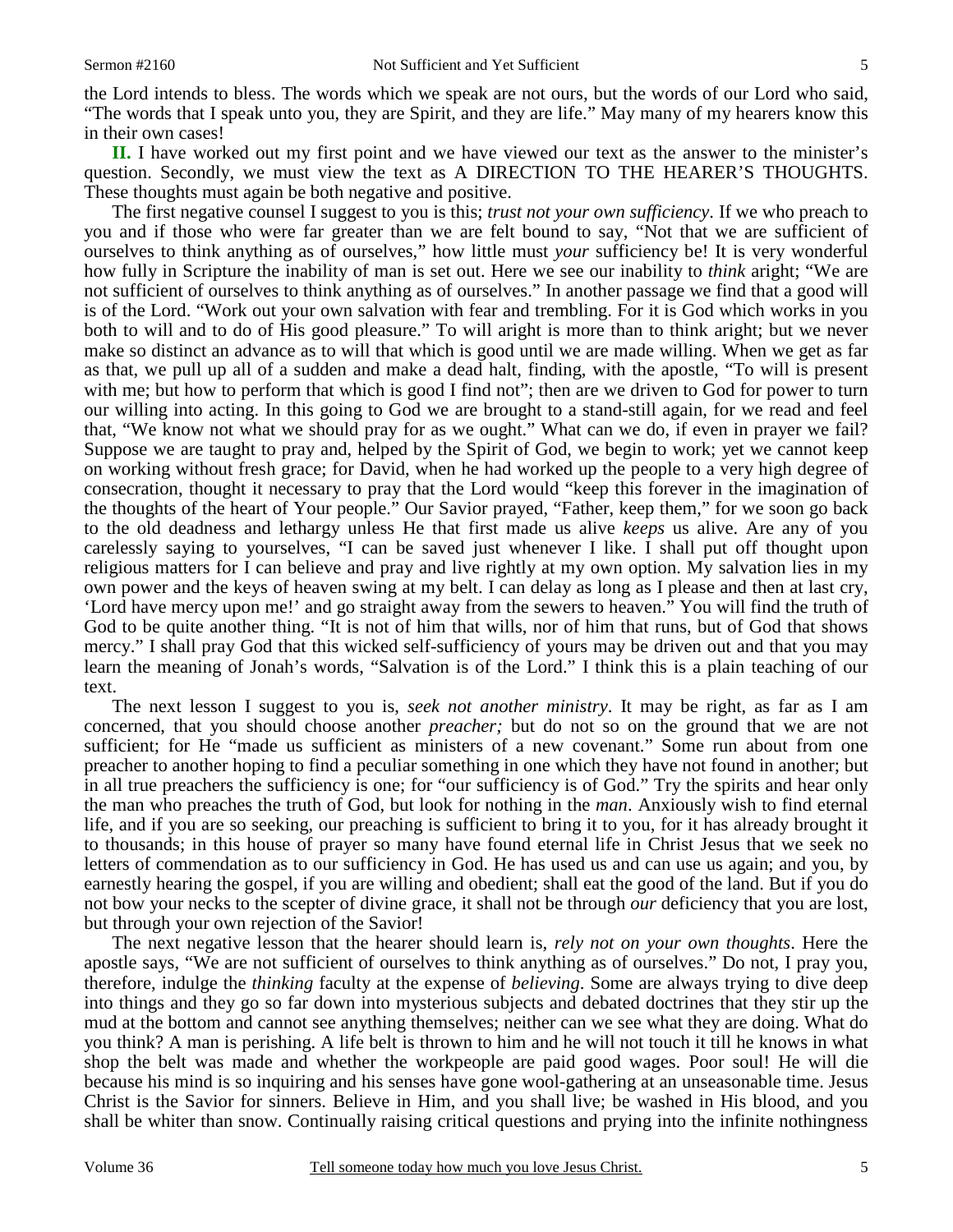the Lord intends to bless. The words which we speak are not ours, but the words of our Lord who said, "The words that I speak unto you, they are Spirit, and they are life." May many of my hearers know this in their own cases!

**II.** I have worked out my first point and we have viewed our text as the answer to the minister's question. Secondly, we must view the text as A DIRECTION TO THE HEARER'S THOUGHTS. These thoughts must again be both negative and positive.

The first negative counsel I suggest to you is this; *trust not your own sufficiency*. If we who preach to you and if those who were far greater than we are felt bound to say, "Not that we are sufficient of ourselves to think anything as of ourselves," how little must *your* sufficiency be! It is very wonderful how fully in Scripture the inability of man is set out. Here we see our inability to *think* aright; "We are not sufficient of ourselves to think anything as of ourselves." In another passage we find that a good will is of the Lord. "Work out your own salvation with fear and trembling. For it is God which works in you both to will and to do of His good pleasure." To will aright is more than to think aright; but we never make so distinct an advance as to will that which is good until we are made willing. When we get as far as that, we pull up all of a sudden and make a dead halt, finding, with the apostle, "To will is present with me; but how to perform that which is good I find not"; then are we driven to God for power to turn our willing into acting. In this going to God we are brought to a stand-still again, for we read and feel that, "We know not what we should pray for as we ought." What can we do, if even in prayer we fail? Suppose we are taught to pray and, helped by the Spirit of God, we begin to work; yet we cannot keep on working without fresh grace; for David, when he had worked up the people to a very high degree of consecration, thought it necessary to pray that the Lord would "keep this forever in the imagination of the thoughts of the heart of Your people." Our Savior prayed, "Father, keep them," for we soon go back to the old deadness and lethargy unless He that first made us alive *keeps* us alive. Are any of you carelessly saying to yourselves, "I can be saved just whenever I like. I shall put off thought upon religious matters for I can believe and pray and live rightly at my own option. My salvation lies in my own power and the keys of heaven swing at my belt. I can delay as long as I please and then at last cry, 'Lord have mercy upon me!' and go straight away from the sewers to heaven." You will find the truth of God to be quite another thing. "It is not of him that wills, nor of him that runs, but of God that shows mercy." I shall pray God that this wicked self-sufficiency of yours may be driven out and that you may learn the meaning of Jonah's words, "Salvation is of the Lord." I think this is a plain teaching of our text.

The next lesson I suggest to you is, *seek not another ministry*. It may be right, as far as I am concerned, that you should choose another *preacher;* but do not so on the ground that we are not sufficient; for He "made us sufficient as ministers of a new covenant." Some run about from one preacher to another hoping to find a peculiar something in one which they have not found in another; but in all true preachers the sufficiency is one; for "our sufficiency is of God." Try the spirits and hear only the man who preaches the truth of God, but look for nothing in the *man*. Anxiously wish to find eternal life, and if you are so seeking, our preaching is sufficient to bring it to you, for it has already brought it to thousands; in this house of prayer so many have found eternal life in Christ Jesus that we seek no letters of commendation as to our sufficiency in God. He has used us and can use us again; and you, by earnestly hearing the gospel, if you are willing and obedient; shall eat the good of the land. But if you do not bow your necks to the scepter of divine grace, it shall not be through *our* deficiency that you are lost, but through your own rejection of the Savior!

The next negative lesson that the hearer should learn is, *rely not on your own thoughts*. Here the apostle says, "We are not sufficient of ourselves to think anything as of ourselves." Do not, I pray you, therefore, indulge the *thinking* faculty at the expense of *believing*. Some are always trying to dive deep into things and they go so far down into mysterious subjects and debated doctrines that they stir up the mud at the bottom and cannot see anything themselves; neither can we see what they are doing. What do you think? A man is perishing. A life belt is thrown to him and he will not touch it till he knows in what shop the belt was made and whether the workpeople are paid good wages. Poor soul! He will die because his mind is so inquiring and his senses have gone wool-gathering at an unseasonable time. Jesus Christ is the Savior for sinners. Believe in Him, and you shall live; be washed in His blood, and you shall be whiter than snow. Continually raising critical questions and prying into the infinite nothingness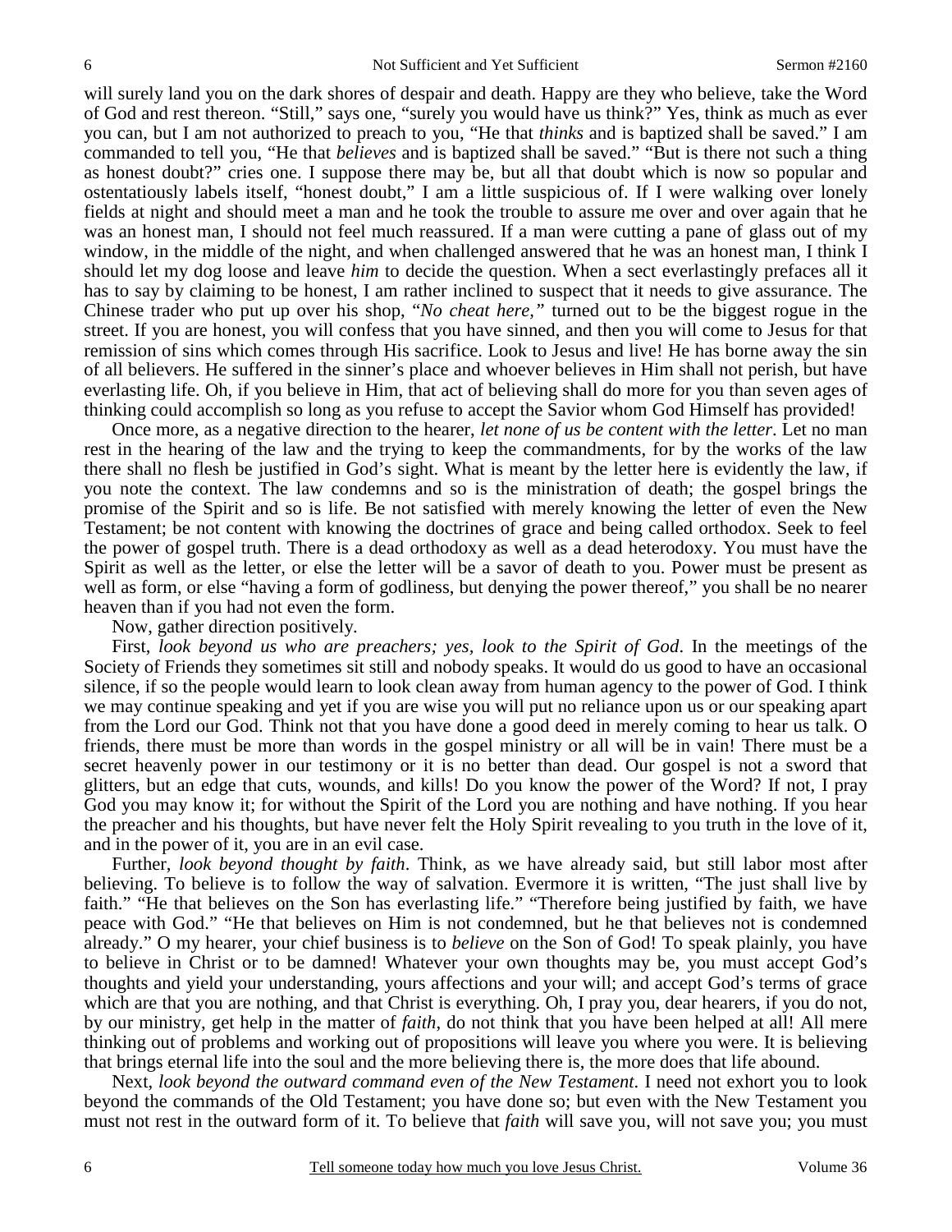will surely land you on the dark shores of despair and death. Happy are they who believe, take the Word of God and rest thereon. "Still," says one, "surely you would have us think?" Yes, think as much as ever you can, but I am not authorized to preach to you, "He that *thinks* and is baptized shall be saved." I am commanded to tell you, "He that *believes* and is baptized shall be saved." "But is there not such a thing as honest doubt?" cries one. I suppose there may be, but all that doubt which is now so popular and ostentatiously labels itself, "honest doubt," I am a little suspicious of. If I were walking over lonely fields at night and should meet a man and he took the trouble to assure me over and over again that he was an honest man, I should not feel much reassured. If a man were cutting a pane of glass out of my window, in the middle of the night, and when challenged answered that he was an honest man, I think I should let my dog loose and leave *him* to decide the question. When a sect everlastingly prefaces all it has to say by claiming to be honest, I am rather inclined to suspect that it needs to give assurance. The Chinese trader who put up over his shop, "*No cheat here,*" turned out to be the biggest rogue in the street. If you are honest, you will confess that you have sinned, and then you will come to Jesus for that remission of sins which comes through His sacrifice. Look to Jesus and live! He has borne away the sin of all believers. He suffered in the sinner's place and whoever believes in Him shall not perish, but have everlasting life. Oh, if you believe in Him, that act of believing shall do more for you than seven ages of thinking could accomplish so long as you refuse to accept the Savior whom God Himself has provided!

Once more, as a negative direction to the hearer, *let none of us be content with the letter*. Let no man rest in the hearing of the law and the trying to keep the commandments, for by the works of the law there shall no flesh be justified in God's sight. What is meant by the letter here is evidently the law, if you note the context. The law condemns and so is the ministration of death; the gospel brings the promise of the Spirit and so is life. Be not satisfied with merely knowing the letter of even the New Testament; be not content with knowing the doctrines of grace and being called orthodox. Seek to feel the power of gospel truth. There is a dead orthodoxy as well as a dead heterodoxy. You must have the Spirit as well as the letter, or else the letter will be a savor of death to you. Power must be present as well as form, or else "having a form of godliness, but denying the power thereof," you shall be no nearer heaven than if you had not even the form.

Now, gather direction positively.

First, *look beyond us who are preachers; yes, look to the Spirit of God*. In the meetings of the Society of Friends they sometimes sit still and nobody speaks. It would do us good to have an occasional silence, if so the people would learn to look clean away from human agency to the power of God. I think we may continue speaking and yet if you are wise you will put no reliance upon us or our speaking apart from the Lord our God. Think not that you have done a good deed in merely coming to hear us talk. O friends, there must be more than words in the gospel ministry or all will be in vain! There must be a secret heavenly power in our testimony or it is no better than dead. Our gospel is not a sword that glitters, but an edge that cuts, wounds, and kills! Do you know the power of the Word? If not, I pray God you may know it; for without the Spirit of the Lord you are nothing and have nothing. If you hear the preacher and his thoughts, but have never felt the Holy Spirit revealing to you truth in the love of it, and in the power of it, you are in an evil case.

Further, *look beyond thought by faith*. Think, as we have already said, but still labor most after believing. To believe is to follow the way of salvation. Evermore it is written, "The just shall live by faith." "He that believes on the Son has everlasting life." "Therefore being justified by faith, we have peace with God." "He that believes on Him is not condemned, but he that believes not is condemned already." O my hearer, your chief business is to *believe* on the Son of God! To speak plainly, you have to believe in Christ or to be damned! Whatever your own thoughts may be, you must accept God's thoughts and yield your understanding, yours affections and your will; and accept God's terms of grace which are that you are nothing, and that Christ is everything. Oh, I pray you, dear hearers, if you do not, by our ministry, get help in the matter of *faith*, do not think that you have been helped at all! All mere thinking out of problems and working out of propositions will leave you where you were. It is believing that brings eternal life into the soul and the more believing there is, the more does that life abound.

Next, *look beyond the outward command even of the New Testament.* I need not exhort you to look beyond the commands of the Old Testament; you have done so; but even with the New Testament you must not rest in the outward form of it. To believe that *faith* will save you, will not save you; you must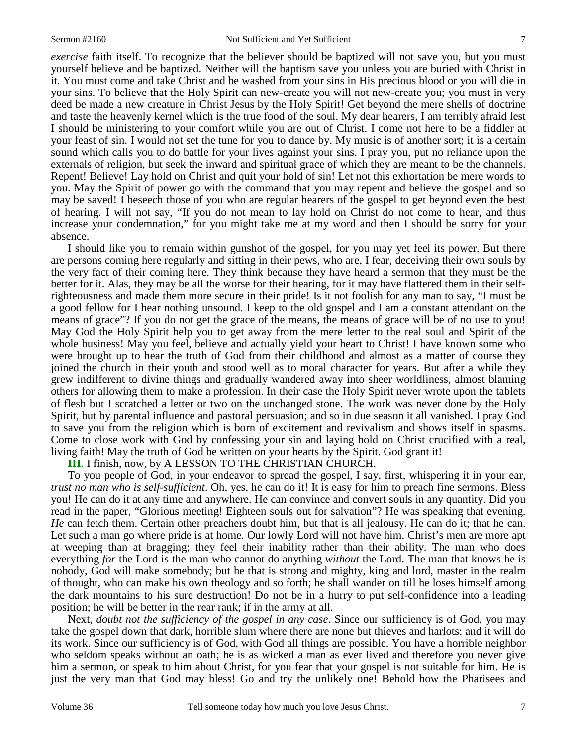*exercise* faith itself. To recognize that the believer should be baptized will not save you, but you must yourself believe and be baptized. Neither will the baptism save you unless you are buried with Christ in it. You must come and take Christ and be washed from your sins in His precious blood or you will die in your sins. To believe that the Holy Spirit can new-create you will not new-create you; you must in very deed be made a new creature in Christ Jesus by the Holy Spirit! Get beyond the mere shells of doctrine and taste the heavenly kernel which is the true food of the soul. My dear hearers, I am terribly afraid lest I should be ministering to your comfort while you are out of Christ. I come not here to be a fiddler at your feast of sin. I would not set the tune for you to dance by. My music is of another sort; it is a certain sound which calls you to do battle for your lives against your sins. I pray you, put no reliance upon the externals of religion, but seek the inward and spiritual grace of which they are meant to be the channels. Repent! Believe! Lay hold on Christ and quit your hold of sin! Let not this exhortation be mere words to you. May the Spirit of power go with the command that you may repent and believe the gospel and so may be saved! I beseech those of you who are regular hearers of the gospel to get beyond even the best of hearing. I will not say, "If you do not mean to lay hold on Christ do not come to hear, and thus increase your condemnation," for you might take me at my word and then I should be sorry for your absence.

I should like you to remain within gunshot of the gospel, for you may yet feel its power. But there are persons coming here regularly and sitting in their pews, who are, I fear, deceiving their own souls by the very fact of their coming here. They think because they have heard a sermon that they must be the better for it. Alas, they may be all the worse for their hearing, for it may have flattered them in their self-righteousness and made them more secure in their pride! Is it not foolish for any man to say, "I must be a good fellow for I hear nothing unsound. I keep to the old gospel and I am a constant attendant on the means of grace"? If you do not get the grace of the means, the means of grace will be of no use to you! May God the Holy Spirit help you to get away from the mere letter to the real soul and Spirit of the whole business! May you feel, believe and actually yield your heart to Christ! I have known some who were brought up to hear the truth of God from their childhood and almost as a matter of course they joined the church in their youth and stood well as to moral character for years. But after a while they grew indifferent to divine things and gradually wandered away into sheer worldliness, almost blaming others for allowing them to make a profession. In their case the Holy Spirit never wrote upon the tablets of flesh but I scratched a letter or two on the unchanged stone. The work was never done by the Holy Spirit, but by parental influence and pastoral persuasion; and so in due season it all vanished. I pray God to save you from the religion which is born of excitement and revivalism and shows itself in spasms. Come to close work with God by confessing your sin and laying hold on Christ crucified with a real, living faith! May the truth of God be written on your hearts by the Spirit. God grant it!

**III.** I finish, now, by A LESSON TO THE CHRISTIAN CHURCH.

To you people of God, in your endeavor to spread the gospel, I say, first, whispering it in your ear, *trust no man who is self-sufficient*. Oh, yes, he can do it! It is easy for him to preach fine sermons. Bless you! He can do it at any time and anywhere. He can convince and convert souls in any quantity. Did you read in the paper, "Glorious meeting! Eighteen souls out for salvation"? He was speaking that evening. *He* can fetch them. Certain other preachers doubt him, but that is all jealousy. He can do it; that he can. Let such a man go where pride is at home. Our lowly Lord will not have him. Christ's men are more apt at weeping than at bragging; they feel their inability rather than their ability. The man who does everything *for* the Lord is the man who cannot do anything *without* the Lord. The man that knows he is nobody, God will make somebody; but he that is strong and mighty, king and lord, master in the realm of thought, who can make his own theology and so forth; he shall wander on till he loses himself among the dark mountains to his sure destruction! Do not be in a hurry to put self-confidence into a leading position; he will be better in the rear rank; if in the army at all.

Next, *doubt not the sufficiency of the gospel in any case*. Since our sufficiency is of God, you may take the gospel down that dark, horrible slum where there are none but thieves and harlots; and it will do its work. Since our sufficiency is of God, with God all things are possible. You have a horrible neighbor who seldom speaks without an oath; he is as wicked a man as ever lived and therefore you never give him a sermon, or speak to him about Christ, for you fear that your gospel is not suitable for him. He is just the very man that God may bless! Go and try the unlikely one! Behold how the Pharisees and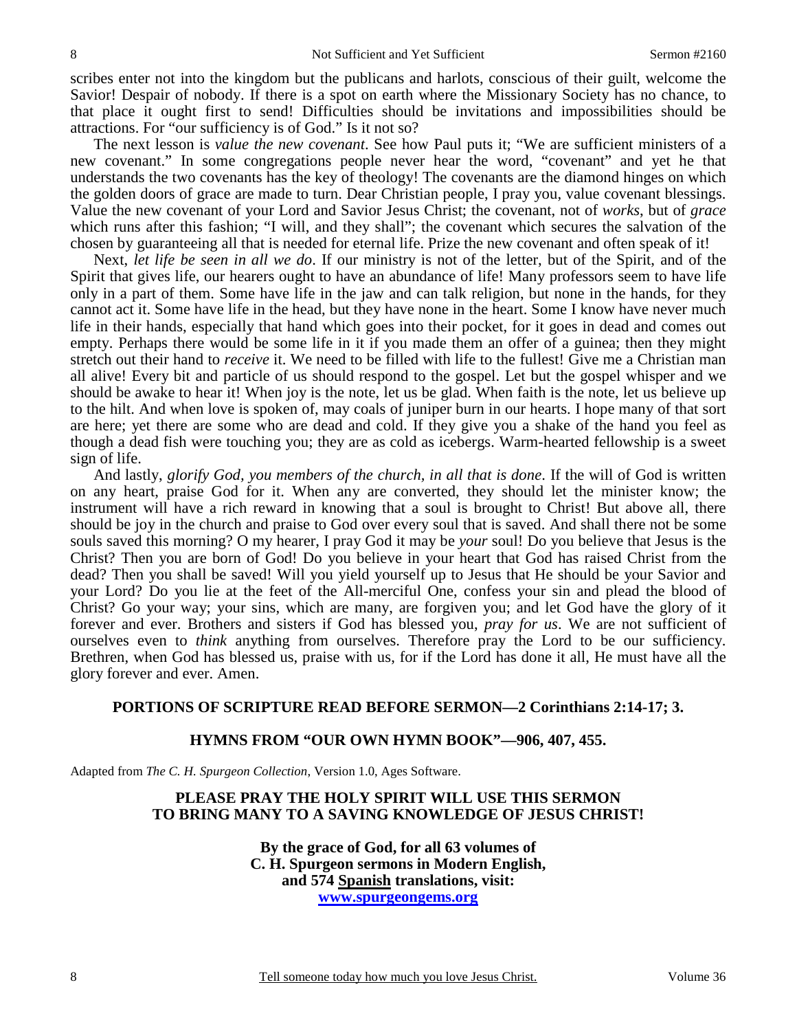scribes enter not into the kingdom but the publicans and harlots, conscious of their guilt, welcome the Savior! Despair of nobody. If there is a spot on earth where the Missionary Society has no chance, to that place it ought first to send! Difficulties should be invitations and impossibilities should be attractions. For "our sufficiency is of God." Is it not so?

The next lesson is *value the new covenant*. See how Paul puts it; "We are sufficient ministers of a new covenant." In some congregations people never hear the word, "covenant" and yet he that understands the two covenants has the key of theology! The covenants are the diamond hinges on which the golden doors of grace are made to turn. Dear Christian people, I pray you, value covenant blessings. Value the new covenant of your Lord and Savior Jesus Christ; the covenant, not of *works*, but of *grace* which runs after this fashion; "I will, and they shall"; the covenant which secures the salvation of the chosen by guaranteeing all that is needed for eternal life. Prize the new covenant and often speak of it!

Next, *let life be seen in all we do*. If our ministry is not of the letter, but of the Spirit, and of the Spirit that gives life, our hearers ought to have an abundance of life! Many professors seem to have life only in a part of them. Some have life in the jaw and can talk religion, but none in the hands, for they cannot act it. Some have life in the head, but they have none in the heart. Some I know have never much life in their hands, especially that hand which goes into their pocket, for it goes in dead and comes out empty. Perhaps there would be some life in it if you made them an offer of a guinea; then they might stretch out their hand to *receive* it. We need to be filled with life to the fullest! Give me a Christian man all alive! Every bit and particle of us should respond to the gospel. Let but the gospel whisper and we should be awake to hear it! When joy is the note, let us be glad. When faith is the note, let us believe up to the hilt. And when love is spoken of, may coals of juniper burn in our hearts. I hope many of that sort are here; yet there are some who are dead and cold. If they give you a shake of the hand you feel as though a dead fish were touching you; they are as cold as icebergs. Warm-hearted fellowship is a sweet sign of life.

And lastly, *glorify God, you members of the church, in all that is done*. If the will of God is written on any heart, praise God for it. When any are converted, they should let the minister know; the instrument will have a rich reward in knowing that a soul is brought to Christ! But above all, there should be joy in the church and praise to God over every soul that is saved. And shall there not be some souls saved this morning? O my hearer, I pray God it may be *your* soul! Do you believe that Jesus is the Christ? Then you are born of God! Do you believe in your heart that God has raised Christ from the dead? Then you shall be saved! Will you yield yourself up to Jesus that He should be your Savior and your Lord? Do you lie at the feet of the All-merciful One, confess your sin and plead the blood of Christ? Go your way; your sins, which are many, are forgiven you; and let God have the glory of it forever and ever. Brothers and sisters if God has blessed you, *pray for us*. We are not sufficient of ourselves even to *think* anything from ourselves. Therefore pray the Lord to be our sufficiency. Brethren, when God has blessed us, praise with us, for if the Lord has done it all, He must have all the glory forever and ever. Amen.

**PORTIONS OF SCRIPTURE READ BEFORE SERMON—2 Corinthians 2:14-17; 3.**

**HYMNS FROM "OUR OWN HYMN BOOK"—906, 407, 455.**

Adapted from *The C. H. Spurgeon Collection*, Version 1.0, Ages Software.

**PLEASE PRAY THE HOLY SPIRIT WILL USE THIS SERMON TO BRING MANY TO A SAVING KNOWLEDGE OF JESUS CHRIST!**

**By the grace of God, for all 63 volumes of C. H. Spurgeon sermons in Modern English, and 574 Spanish translations, visit: www.spurgeongems.org**